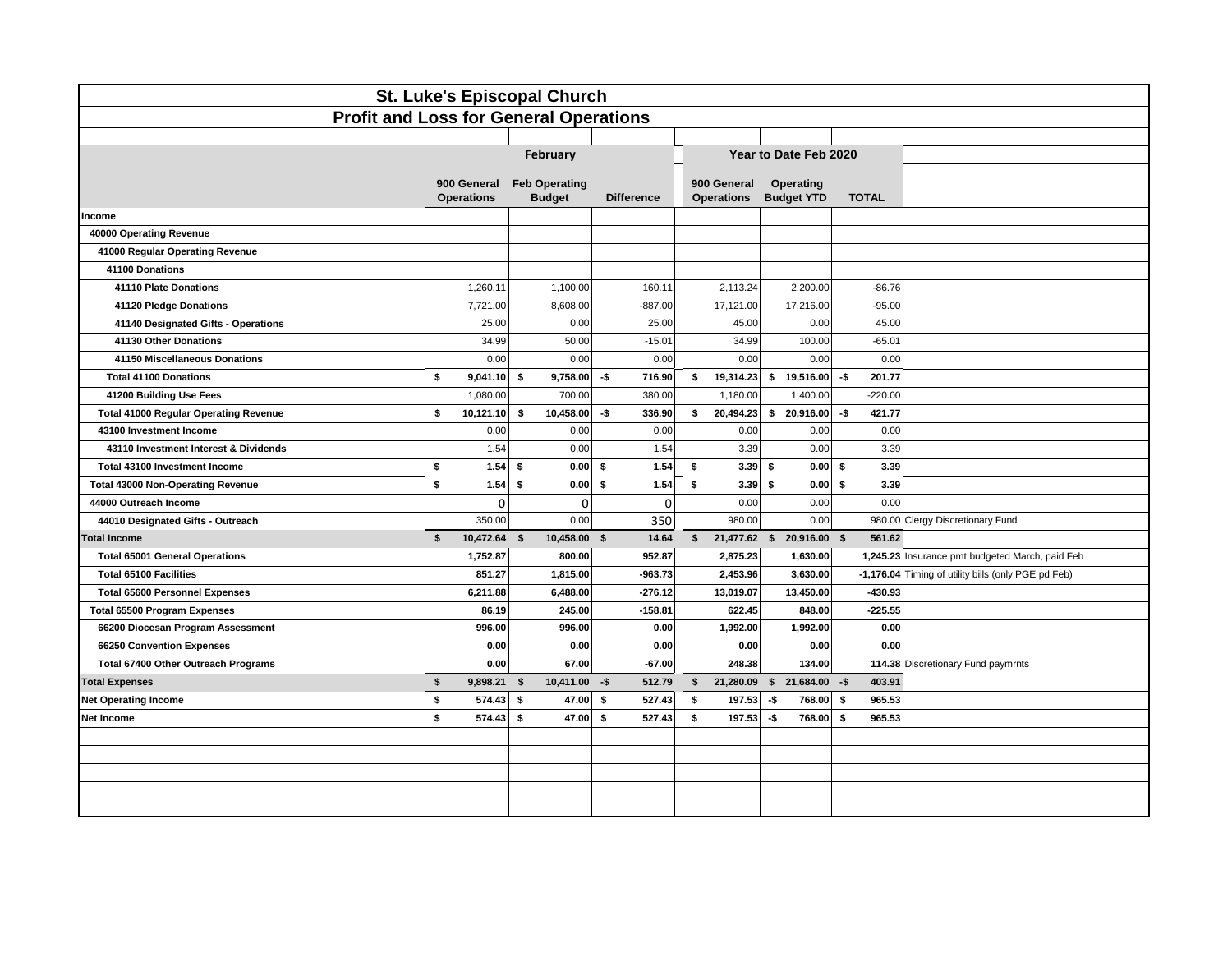# St. Luke's Episcopal Church

## Profit and Loss for General Operations

| | February | | | Year to Date Feb 2020 | | | |
|---|---|---|---|---|---|---|---|
| | 900 General Operations | Feb Operating Budget | Difference | 900 General Operations | Operating Budget YTD | TOTAL | |
| **Income** | | | | | | | |
| **40000 Operating Revenue** | | | | | | | |
| **41000 Regular Operating Revenue** | | | | | | | |
| **41100 Donations** | | | | | | | |
| **41110 Plate Donations** | 1,260.11 | 1,100.00 | 160.11 | 2,113.24 | 2,200.00 | -86.76 | |
| **41120 Pledge Donations** | 7,721.00 | 8,608.00 | -887.00 | 17,121.00 | 17,216.00 | -95.00 | |
| **41140 Designated Gifts - Operations** | 25.00 | 0.00 | 25.00 | 45.00 | 0.00 | 45.00 | |
| **41130 Other Donations** | 34.99 | 50.00 | -15.01 | 34.99 | 100.00 | -65.01 | |
| **41150 Miscellaneous Donations** | 0.00 | 0.00 | 0.00 | 0.00 | 0.00 | 0.00 | |
| **Total 41100 Donations** | **$ 9,041.10** | **$ 9,758.00** | **-$ 716.90** | **$ 19,314.23** | **$ 19,516.00** | **-$ 201.77** | |
| **41200 Building Use Fees** | 1,080.00 | 700.00 | 380.00 | 1,180.00 | 1,400.00 | -220.00 | |
| **Total 41000 Regular Operating Revenue** | **$ 10,121.10** | **$ 10,458.00** | **-$ 336.90** | **$ 20,494.23** | **$ 20,916.00** | **-$ 421.77** | |
| **43100 Investment Income** | 0.00 | 0.00 | 0.00 | 0.00 | 0.00 | 0.00 | |
| **43110 Investment Interest & Dividends** | 1.54 | 0.00 | 1.54 | 3.39 | 0.00 | 3.39 | |
| **Total 43100 Investment Income** | **$ 1.54** | **$ 0.00** | **$ 1.54** | **$ 3.39** | **$ 0.00** | **$ 3.39** | |
| **Total 43000 Non-Operating Revenue** | **$ 1.54** | **$ 0.00** | **$ 1.54** | **$ 3.39** | **$ 0.00** | **$ 3.39** | |
| **44000 Outreach Income** | 0 | 0 | 0 | 0.00 | 0.00 | 0.00 | |
| **44010 Designated Gifts - Outreach** | 350.00 | 0.00 | 350 | 980.00 | 0.00 | 980.00 | Clergy Discretionary Fund |
| **Total Income** | **$ 10,472.64** | **$ 10,458.00** | **$ 14.64** | **$ 21,477.62** | **$ 20,916.00** | **$ 561.62** | |
| **Total 65001 General Operations** | **1,752.87** | **800.00** | **952.87** | **2,875.23** | **1,630.00** | **1,245.23** | Insurance pmt budgeted March, paid Feb |
| **Total 65100 Facilities** | **851.27** | **1,815.00** | **-963.73** | **2,453.96** | **3,630.00** | **-1,176.04** | Timing of utility bills (only PGE pd Feb) |
| **Total 65600 Personnel Expenses** | **6,211.88** | **6,488.00** | **-276.12** | **13,019.07** | **13,450.00** | **-430.93** | |
| **Total 65500 Program Expenses** | **86.19** | **245.00** | **-158.81** | **622.45** | **848.00** | **-225.55** | |
| **66200 Diocesan Program Assessment** | **996.00** | **996.00** | **0.00** | **1,992.00** | **1,992.00** | **0.00** | |
| **66250 Convention Expenses** | **0.00** | **0.00** | **0.00** | **0.00** | **0.00** | **0.00** | |
| **Total 67400 Other Outreach Programs** | **0.00** | **67.00** | **-67.00** | **248.38** | **134.00** | **114.38** | Discretionary Fund paymrnts |
| **Total Expenses** | **$ 9,898.21** | **$ 10,411.00** | **-$ 512.79** | **$ 21,280.09** | **$ 21,684.00** | **-$ 403.91** | |
| **Net Operating Income** | **$ 574.43** | **$ 47.00** | **$ 527.43** | **$ 197.53** | **-$ 768.00** | **$ 965.53** | |
| **Net Income** | **$ 574.43** | **$ 47.00** | **$ 527.43** | **$ 197.53** | **-$ 768.00** | **$ 965.53** | |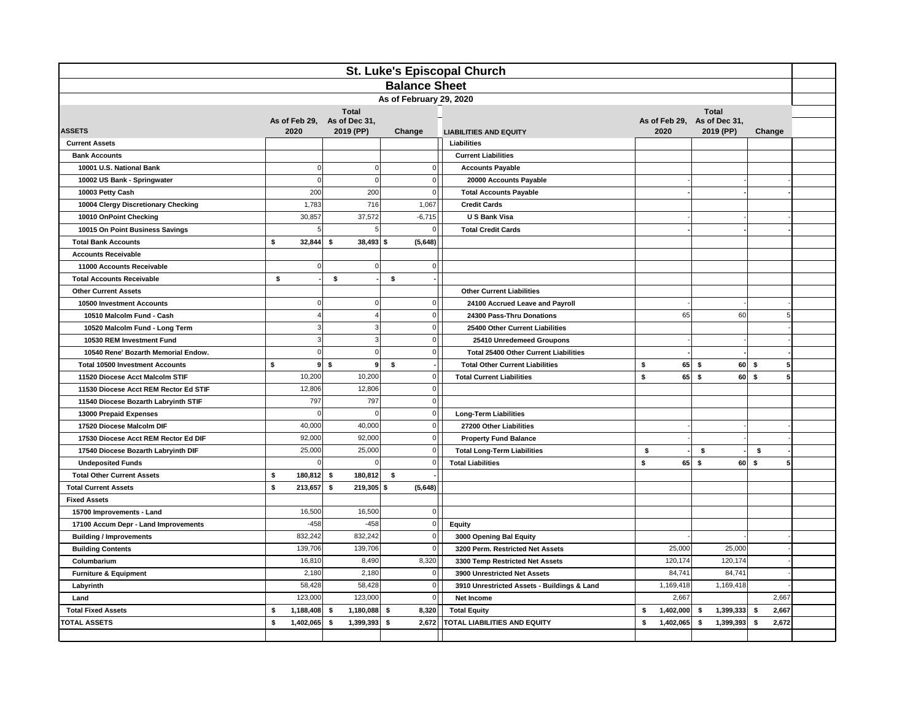# St. Luke's Episcopal Church

## Balance Sheet

### As of February 29, 2020

| ASSETS | As of Feb 29, 2020 | Total As of Dec 31, 2019 (PP) | Change | LIABILITIES AND EQUITY | As of Feb 29, 2020 | Total As of Dec 31, 2019 (PP) | Change |
|---|---|---|---|---|---|---|---|
| **Current Assets** | | | | **Liabilities** | | | |
| **Bank Accounts** | | | | **Current Liabilities** | | | |
| **10001 U.S. National Bank** | 0 | 0 | 0 | **Accounts Payable** | | | |
| **10002 US Bank - Springwater** | 0 | 0 | 0 | **20000 Accounts Payable** | - | - | - |
| **10003 Petty Cash** | 200 | 200 | 0 | **Total Accounts Payable** | **-** | **-** | **-** |
| **10004 Clergy Discretionary Checking** | 1,783 | 716 | 1,067 | **Credit Cards** | | | |
| **10010 OnPoint Checking** | 30,857 | 37,572 | -6,715 | **U S Bank Visa** | - | - | - |
| **10015 On Point Business Savings** | 5 | 5 | 0 | **Total Credit Cards** | **-** | **-** | **-** |
| **Total Bank Accounts** | **$ 32,844** | **$ 38,493** | **$ (5,648)** | | | | |
| **Accounts Receivable** | | | | | | | |
| **11000 Accounts Receivable** | 0 | 0 | 0 | | | | |
| **Total Accounts Receivable** | **$ -** | **$ -** | **$ -** | | | | |
| **Other Current Assets** | | | | **Other Current Liabilities** | | | |
| **10500 Investment Accounts** | 0 | 0 | 0 | **24100 Accrued Leave and Payroll** | - | - | - |
| **10510 Malcolm Fund - Cash** | 4 | 4 | 0 | **24300 Pass-Thru Donations** | 65 | 60 | 5 |
| **10520 Malcolm Fund - Long Term** | 3 | 3 | 0 | **25400 Other Current Liabilities** | | | - |
| **10530 REM Investment Fund** | 3 | 3 | 0 | **25410 Unredemeed Groupons** | - | - | - |
| **10540 Rene' Bozarth Memorial Endow.** | 0 | 0 | 0 | **Total 25400 Other Current Liabilities** | **-** | **-** | **-** |
| **Total 10500 Investment Accounts** | **$ 9** | **$ 9** | **$ -** | **Total Other Current Liabilities** | **$ 65** | **$ 60** | **$ 5** |
| **11520 Diocese Acct Malcolm STIF** | 10,200 | 10,200 | 0 | **Total Current Liabilities** | **$ 65** | **$ 60** | **$ 5** |
| **11530 Diocese Acct REM Rector Ed STIF** | 12,806 | 12,806 | 0 | | | | |
| **11540 Diocese Bozarth Labryinth STIF** | 797 | 797 | 0 | | | | |
| **13000 Prepaid Expenses** | 0 | 0 | 0 | **Long-Term Liabilities** | | | |
| **17520 Diocese Malcolm DIF** | 40,000 | 40,000 | 0 | **27200 Other Liabilities** | - | - | - |
| **17530 Diocese Acct REM Rector Ed DIF** | 92,000 | 92,000 | 0 | **Property Fund Balance** | - | - | - |
| **17540 Diocese Bozarth Labryinth DIF** | 25,000 | 25,000 | 0 | **Total Long-Term Liabilities** | **$ -** | **$ -** | **$ -** |
| **Undeposited Funds** | 0 | 0 | 0 | **Total Liabilities** | **$ 65** | **$ 60** | **$ 5** |
| **Total Other Current Assets** | **$ 180,812** | **$ 180,812** | **$ -** | | | | |
| **Total Current Assets** | **$ 213,657** | **$ 219,305** | **$ (5,648)** | | | | |
| **Fixed Assets** | | | | | | | |
| **15700 Improvements - Land** | 16,500 | 16,500 | 0 | | | | |
| **17100 Accum Depr - Land Improvements** | -458 | -458 | 0 | **Equity** | | | |
| **Building / Improvements** | 832,242 | 832,242 | 0 | **3000 Opening Bal Equity** | - | - | - |
| **Building Contents** | 139,706 | 139,706 | 0 | **3200 Perm. Restricted Net Assets** | 25,000 | 25,000 | - |
| **Columbarium** | 16,810 | 8,490 | 8,320 | **3300 Temp Restricted Net Assets** | 120,174 | 120,174 | - |
| **Furniture & Equipment** | 2,180 | 2,180 | 0 | **3900 Unrestricted Net Assets** | 84,741 | 84,741 | - |
| **Labyrinth** | 58,428 | 58,428 | 0 | **3910 Unrestricted Assets - Buildings & Land** | 1,169,418 | 1,169,418 | - |
| **Land** | 123,000 | 123,000 | 0 | **Net Income** | 2,667 | | 2,667 |
| **Total Fixed Assets** | **$ 1,188,408** | **$ 1,180,088** | **$ 8,320** | **Total Equity** | **$ 1,402,000** | **$ 1,399,333** | **$ 2,667** |
| **TOTAL ASSETS** | **$ 1,402,065** | **$ 1,399,393** | **$ 2,672** | **TOTAL LIABILITIES AND EQUITY** | **$ 1,402,065** | **$ 1,399,393** | **$ 2,672** |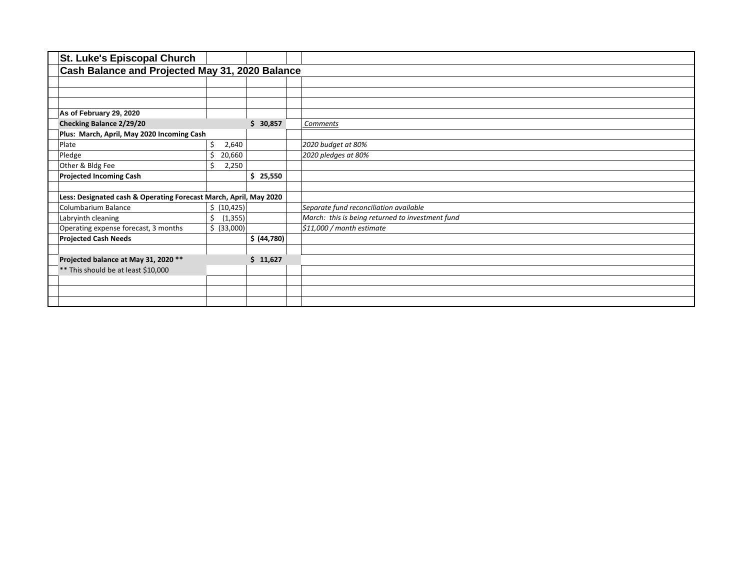# St. Luke's Episcopal Church

## Cash Balance and Projected May 31, 2020 Balance

| | | | |
|---|---|---|---|
| **As of February 29, 2020** | | | |
| **Checking Balance 2/29/20** | | **$ 30,857** | *Comments* |
| **Plus: March, April, May 2020 Incoming Cash** | | | |
| Plate | $ 2,640 | | *2020 budget at 80%* |
| Pledge | $ 20,660 | | *2020 pledges at 80%* |
| Other & Bldg Fee | $ 2,250 | | |
| **Projected Incoming Cash** | | **$ 25,550** | |
| | | | |
| **Less: Designated cash & Operating Forecast March, April, May 2020** | | | |
| Columbarium Balance | $ (10,425) | | *Separate fund reconciliation available* |
| Labryinth cleaning | $ (1,355) | | *March: this is being returned to investment fund* |
| Operating expense forecast, 3 months | $ (33,000) | | *$11,000 / month estimate* |
| **Projected Cash Needs** | | **$ (44,780)** | |
| | | | |
| **Projected balance at May 31, 2020 \*\*** | | **$ 11,627** | |
| ** This should be at least $10,000 | | | |